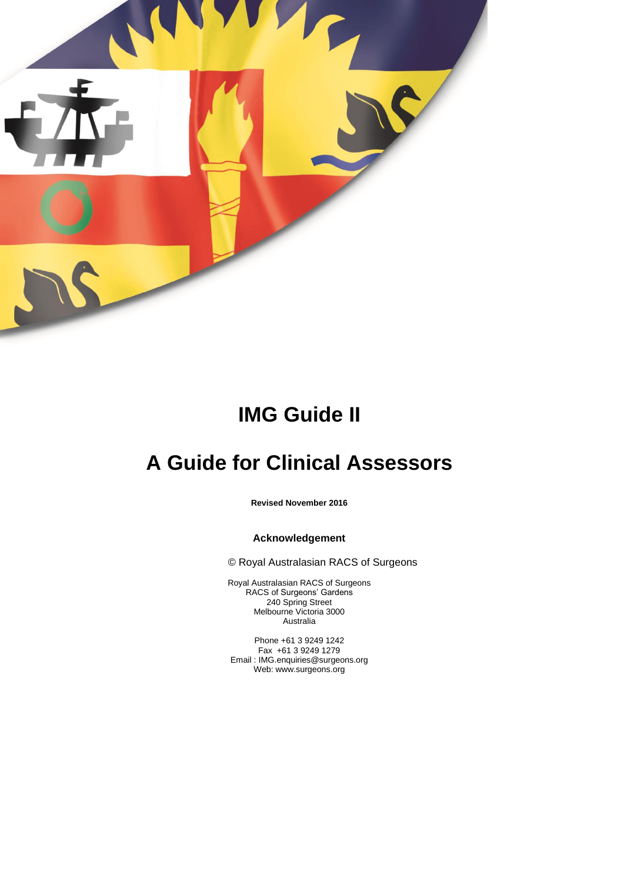# IMG Guide II

# A Guide for Clinical Assessors

**Revised November 2016**

**Acknowledgement**

© Royal Australasian RACS of Surgeons

Royal Australasian RACS of Surgeons
RACS of Surgeons' Gardens
240 Spring Street
Melbourne Victoria 3000
Australia

Phone +61 3 9249 1242
Fax +61 3 9249 1279
Email : IMG.enquiries@surgeons.org
Web: www.surgeons.org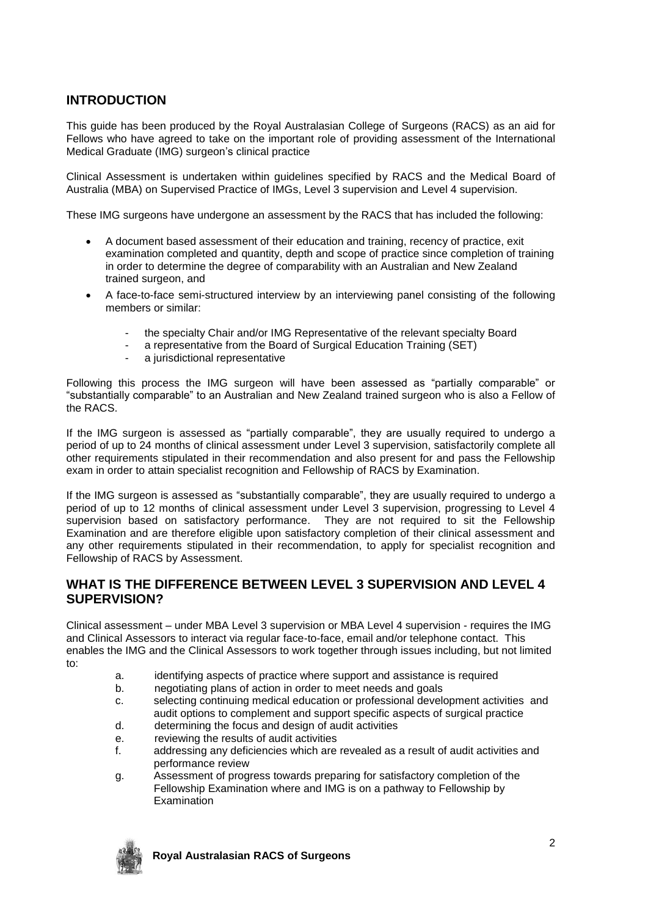## INTRODUCTION

This guide has been produced by the Royal Australasian College of Surgeons (RACS) as an aid for Fellows who have agreed to take on the important role of providing assessment of the International Medical Graduate (IMG) surgeon's clinical practice

Clinical Assessment is undertaken within guidelines specified by RACS and the Medical Board of Australia (MBA) on Supervised Practice of IMGs, Level 3 supervision and Level 4 supervision.

These IMG surgeons have undergone an assessment by the RACS that has included the following:

- A document based assessment of their education and training, recency of practice, exit examination completed and quantity, depth and scope of practice since completion of training in order to determine the degree of comparability with an Australian and New Zealand trained surgeon, and
- A face-to-face semi-structured interview by an interviewing panel consisting of the following members or similar:
    - the specialty Chair and/or IMG Representative of the relevant specialty Board
    - a representative from the Board of Surgical Education Training (SET)
    - a jurisdictional representative

Following this process the IMG surgeon will have been assessed as "partially comparable" or "substantially comparable" to an Australian and New Zealand trained surgeon who is also a Fellow of the RACS.

If the IMG surgeon is assessed as "partially comparable", they are usually required to undergo a period of up to 24 months of clinical assessment under Level 3 supervision, satisfactorily complete all other requirements stipulated in their recommendation and also present for and pass the Fellowship exam in order to attain specialist recognition and Fellowship of RACS by Examination.

If the IMG surgeon is assessed as "substantially comparable", they are usually required to undergo a period of up to 12 months of clinical assessment under Level 3 supervision, progressing to Level 4 supervision based on satisfactory performance. They are not required to sit the Fellowship Examination and are therefore eligible upon satisfactory completion of their clinical assessment and any other requirements stipulated in their recommendation, to apply for specialist recognition and Fellowship of RACS by Assessment.

## WHAT IS THE DIFFERENCE BETWEEN LEVEL 3 SUPERVISION AND LEVEL 4 SUPERVISION?

Clinical assessment – under MBA Level 3 supervision or MBA Level 4 supervision - requires the IMG and Clinical Assessors to interact via regular face-to-face, email and/or telephone contact. This enables the IMG and the Clinical Assessors to work together through issues including, but not limited to:

a. identifying aspects of practice where support and assistance is required
b. negotiating plans of action in order to meet needs and goals
c. selecting continuing medical education or professional development activities and audit options to complement and support specific aspects of surgical practice
d. determining the focus and design of audit activities
e. reviewing the results of audit activities
f. addressing any deficiencies which are revealed as a result of audit activities and performance review
g. Assessment of progress towards preparing for satisfactory completion of the Fellowship Examination where and IMG is on a pathway to Fellowship by Examination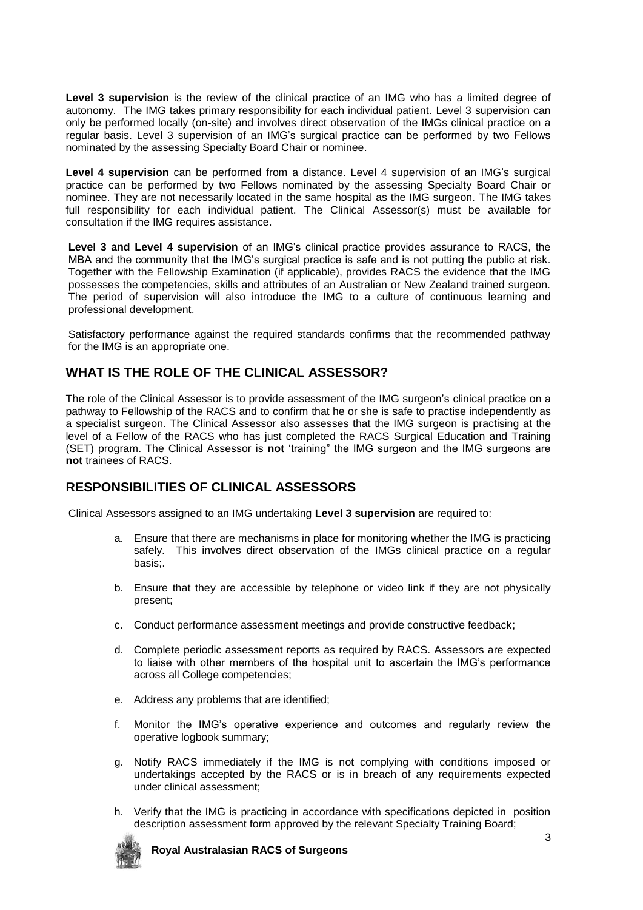**Level 3 supervision** is the review of the clinical practice of an IMG who has a limited degree of autonomy. The IMG takes primary responsibility for each individual patient. Level 3 supervision can only be performed locally (on-site) and involves direct observation of the IMGs clinical practice on a regular basis. Level 3 supervision of an IMG's surgical practice can be performed by two Fellows nominated by the assessing Specialty Board Chair or nominee.

**Level 4 supervision** can be performed from a distance. Level 4 supervision of an IMG's surgical practice can be performed by two Fellows nominated by the assessing Specialty Board Chair or nominee. They are not necessarily located in the same hospital as the IMG surgeon. The IMG takes full responsibility for each individual patient. The Clinical Assessor(s) must be available for consultation if the IMG requires assistance.

**Level 3 and Level 4 supervision** of an IMG's clinical practice provides assurance to RACS, the MBA and the community that the IMG's surgical practice is safe and is not putting the public at risk. Together with the Fellowship Examination (if applicable), provides RACS the evidence that the IMG possesses the competencies, skills and attributes of an Australian or New Zealand trained surgeon. The period of supervision will also introduce the IMG to a culture of continuous learning and professional development.

Satisfactory performance against the required standards confirms that the recommended pathway for the IMG is an appropriate one.

## WHAT IS THE ROLE OF THE CLINICAL ASSESSOR?

The role of the Clinical Assessor is to provide assessment of the IMG surgeon's clinical practice on a pathway to Fellowship of the RACS and to confirm that he or she is safe to practise independently as a specialist surgeon. The Clinical Assessor also assesses that the IMG surgeon is practising at the level of a Fellow of the RACS who has just completed the RACS Surgical Education and Training (SET) program. The Clinical Assessor is **not** 'training" the IMG surgeon and the IMG surgeons are **not** trainees of RACS.

## RESPONSIBILITIES OF CLINICAL ASSESSORS

Clinical Assessors assigned to an IMG undertaking **Level 3 supervision** are required to:

a. Ensure that there are mechanisms in place for monitoring whether the IMG is practicing safely. This involves direct observation of the IMGs clinical practice on a regular basis;.

b. Ensure that they are accessible by telephone or video link if they are not physically present;

c. Conduct performance assessment meetings and provide constructive feedback;

d. Complete periodic assessment reports as required by RACS. Assessors are expected to liaise with other members of the hospital unit to ascertain the IMG's performance across all College competencies;

e. Address any problems that are identified;

f. Monitor the IMG's operative experience and outcomes and regularly review the operative logbook summary;

g. Notify RACS immediately if the IMG is not complying with conditions imposed or undertakings accepted by the RACS or is in breach of any requirements expected under clinical assessment;

h. Verify that the IMG is practicing in accordance with specifications depicted in position description assessment form approved by the relevant Specialty Training Board;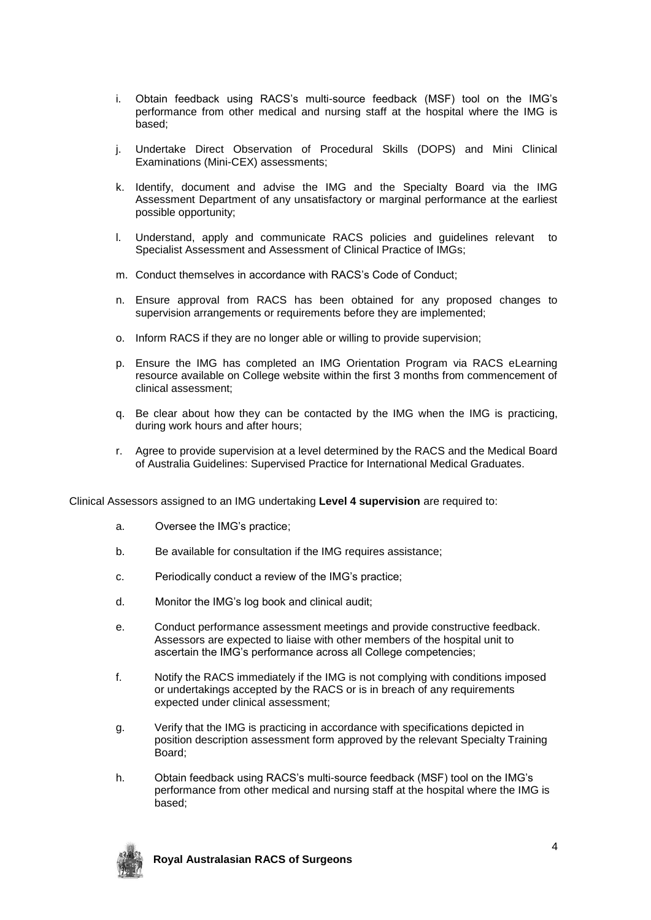i. Obtain feedback using RACS's multi-source feedback (MSF) tool on the IMG's performance from other medical and nursing staff at the hospital where the IMG is based;

j. Undertake Direct Observation of Procedural Skills (DOPS) and Mini Clinical Examinations (Mini-CEX) assessments;

k. Identify, document and advise the IMG and the Specialty Board via the IMG Assessment Department of any unsatisfactory or marginal performance at the earliest possible opportunity;

l. Understand, apply and communicate RACS policies and guidelines relevant to Specialist Assessment and Assessment of Clinical Practice of IMGs;

m. Conduct themselves in accordance with RACS's Code of Conduct;

n. Ensure approval from RACS has been obtained for any proposed changes to supervision arrangements or requirements before they are implemented;

o. Inform RACS if they are no longer able or willing to provide supervision;

p. Ensure the IMG has completed an IMG Orientation Program via RACS eLearning resource available on College website within the first 3 months from commencement of clinical assessment;

q. Be clear about how they can be contacted by the IMG when the IMG is practicing, during work hours and after hours;

r. Agree to provide supervision at a level determined by the RACS and the Medical Board of Australia Guidelines: Supervised Practice for International Medical Graduates.

Clinical Assessors assigned to an IMG undertaking **Level 4 supervision** are required to:

a. Oversee the IMG's practice;

b. Be available for consultation if the IMG requires assistance;

c. Periodically conduct a review of the IMG's practice;

d. Monitor the IMG's log book and clinical audit;

e. Conduct performance assessment meetings and provide constructive feedback. Assessors are expected to liaise with other members of the hospital unit to ascertain the IMG's performance across all College competencies;

f. Notify the RACS immediately if the IMG is not complying with conditions imposed or undertakings accepted by the RACS or is in breach of any requirements expected under clinical assessment;

g. Verify that the IMG is practicing in accordance with specifications depicted in position description assessment form approved by the relevant Specialty Training Board;

h. Obtain feedback using RACS's multi-source feedback (MSF) tool on the IMG's performance from other medical and nursing staff at the hospital where the IMG is based;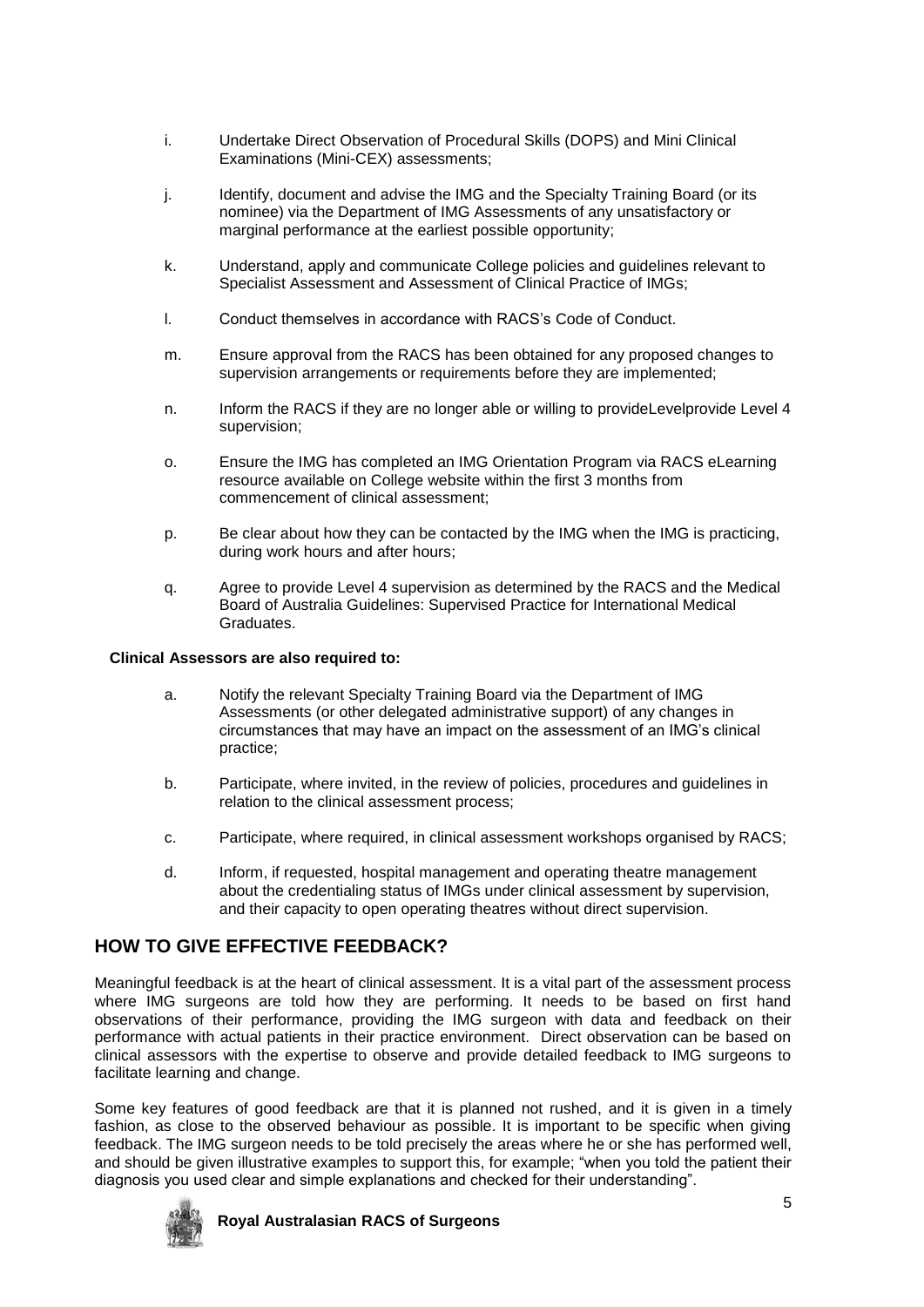i. Undertake Direct Observation of Procedural Skills (DOPS) and Mini Clinical Examinations (Mini-CEX) assessments;

j. Identify, document and advise the IMG and the Specialty Training Board (or its nominee) via the Department of IMG Assessments of any unsatisfactory or marginal performance at the earliest possible opportunity;

k. Understand, apply and communicate College policies and guidelines relevant to Specialist Assessment and Assessment of Clinical Practice of IMGs;

l. Conduct themselves in accordance with RACS's Code of Conduct.

m. Ensure approval from the RACS has been obtained for any proposed changes to supervision arrangements or requirements before they are implemented;

n. Inform the RACS if they are no longer able or willing to provideLevelprovide Level 4 supervision;

o. Ensure the IMG has completed an IMG Orientation Program via RACS eLearning resource available on College website within the first 3 months from commencement of clinical assessment;

p. Be clear about how they can be contacted by the IMG when the IMG is practicing, during work hours and after hours;

q. Agree to provide Level 4 supervision as determined by the RACS and the Medical Board of Australia Guidelines: Supervised Practice for International Medical Graduates.

**Clinical Assessors are also required to:**

a. Notify the relevant Specialty Training Board via the Department of IMG Assessments (or other delegated administrative support) of any changes in circumstances that may have an impact on the assessment of an IMG's clinical practice;

b. Participate, where invited, in the review of policies, procedures and guidelines in relation to the clinical assessment process;

c. Participate, where required, in clinical assessment workshops organised by RACS;

d. Inform, if requested, hospital management and operating theatre management about the credentialing status of IMGs under clinical assessment by supervision, and their capacity to open operating theatres without direct supervision.

## HOW TO GIVE EFFECTIVE FEEDBACK?

Meaningful feedback is at the heart of clinical assessment. It is a vital part of the assessment process where IMG surgeons are told how they are performing. It needs to be based on first hand observations of their performance, providing the IMG surgeon with data and feedback on their performance with actual patients in their practice environment. Direct observation can be based on clinical assessors with the expertise to observe and provide detailed feedback to IMG surgeons to facilitate learning and change.

Some key features of good feedback are that it is planned not rushed, and it is given in a timely fashion, as close to the observed behaviour as possible. It is important to be specific when giving feedback. The IMG surgeon needs to be told precisely the areas where he or she has performed well, and should be given illustrative examples to support this, for example; "when you told the patient their diagnosis you used clear and simple explanations and checked for their understanding".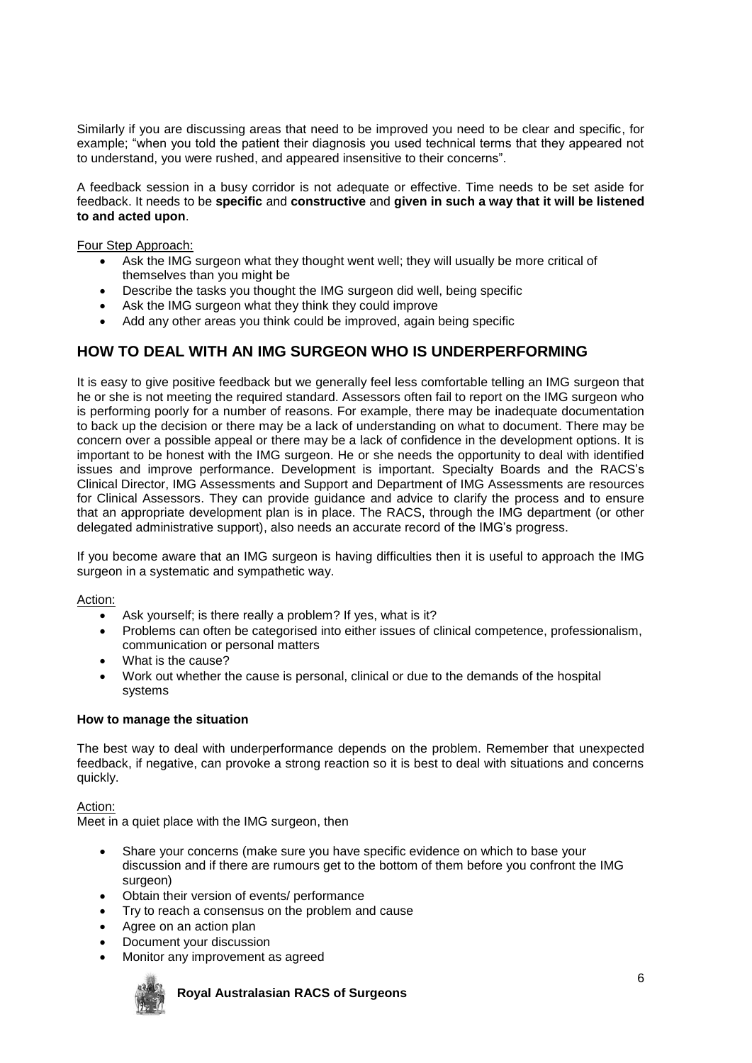Similarly if you are discussing areas that need to be improved you need to be clear and specific, for example; "when you told the patient their diagnosis you used technical terms that they appeared not to understand, you were rushed, and appeared insensitive to their concerns".

A feedback session in a busy corridor is not adequate or effective. Time needs to be set aside for feedback. It needs to be **specific** and **constructive** and **given in such a way that it will be listened to and acted upon**.

Four Step Approach:

- Ask the IMG surgeon what they thought went well; they will usually be more critical of themselves than you might be
- Describe the tasks you thought the IMG surgeon did well, being specific
- Ask the IMG surgeon what they think they could improve
- Add any other areas you think could be improved, again being specific

## HOW TO DEAL WITH AN IMG SURGEON WHO IS UNDERPERFORMING

It is easy to give positive feedback but we generally feel less comfortable telling an IMG surgeon that he or she is not meeting the required standard. Assessors often fail to report on the IMG surgeon who is performing poorly for a number of reasons. For example, there may be inadequate documentation to back up the decision or there may be a lack of understanding on what to document. There may be concern over a possible appeal or there may be a lack of confidence in the development options. It is important to be honest with the IMG surgeon. He or she needs the opportunity to deal with identified issues and improve performance. Development is important. Specialty Boards and the RACS's Clinical Director, IMG Assessments and Support and Department of IMG Assessments are resources for Clinical Assessors. They can provide guidance and advice to clarify the process and to ensure that an appropriate development plan is in place. The RACS, through the IMG department (or other delegated administrative support), also needs an accurate record of the IMG's progress.

If you become aware that an IMG surgeon is having difficulties then it is useful to approach the IMG surgeon in a systematic and sympathetic way.

Action:

- Ask yourself; is there really a problem? If yes, what is it?
- Problems can often be categorised into either issues of clinical competence, professionalism, communication or personal matters
- What is the cause?
- Work out whether the cause is personal, clinical or due to the demands of the hospital systems

**How to manage the situation**

The best way to deal with underperformance depends on the problem. Remember that unexpected feedback, if negative, can provoke a strong reaction so it is best to deal with situations and concerns quickly.

Action:

Meet in a quiet place with the IMG surgeon, then

- Share your concerns (make sure you have specific evidence on which to base your discussion and if there are rumours get to the bottom of them before you confront the IMG surgeon)
- Obtain their version of events/ performance
- Try to reach a consensus on the problem and cause
- Agree on an action plan
- Document your discussion
- Monitor any improvement as agreed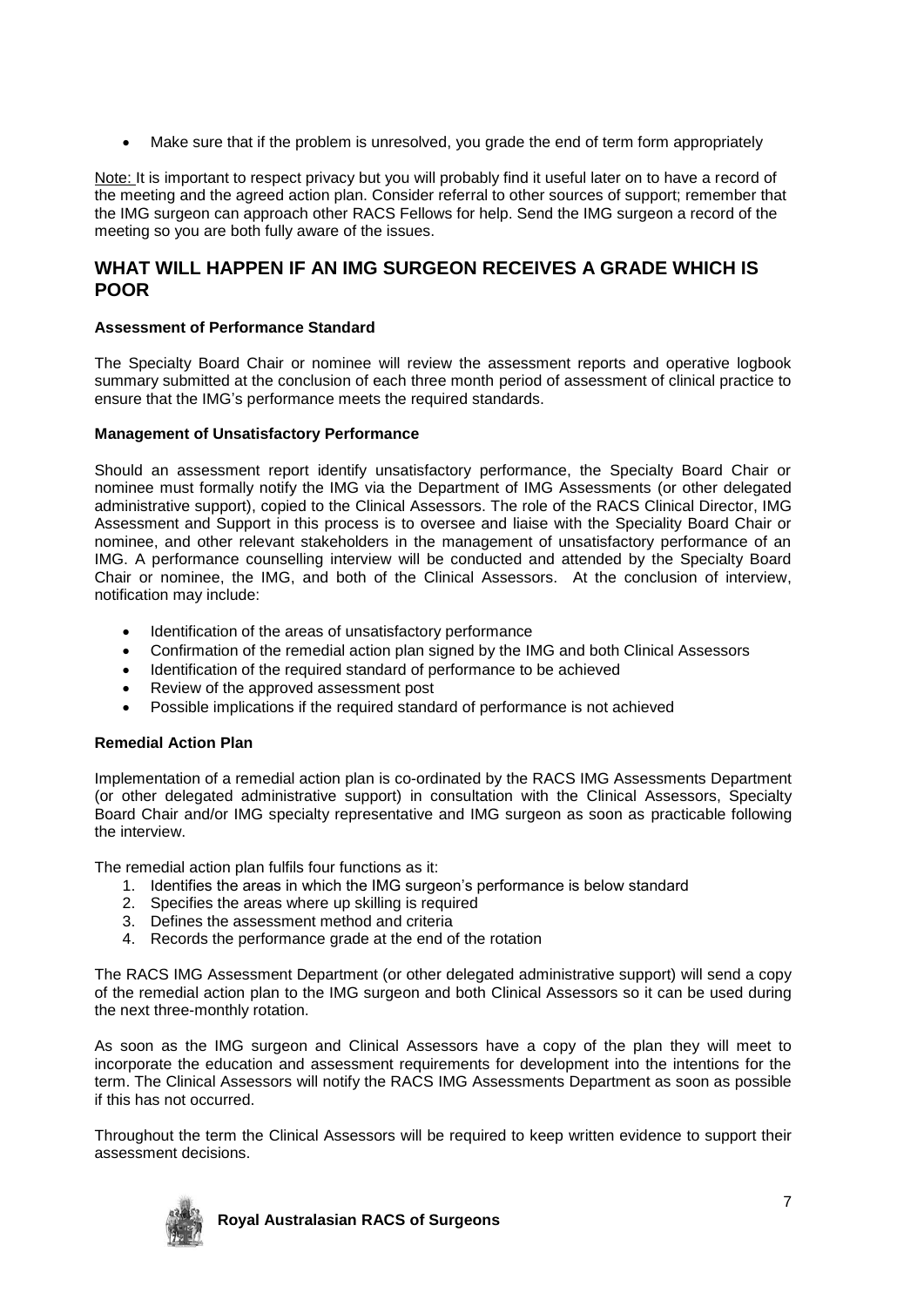- Make sure that if the problem is unresolved, you grade the end of term form appropriately

Note: It is important to respect privacy but you will probably find it useful later on to have a record of the meeting and the agreed action plan. Consider referral to other sources of support; remember that the IMG surgeon can approach other RACS Fellows for help. Send the IMG surgeon a record of the meeting so you are both fully aware of the issues.

## WHAT WILL HAPPEN IF AN IMG SURGEON RECEIVES A GRADE WHICH IS POOR

**Assessment of Performance Standard**

The Specialty Board Chair or nominee will review the assessment reports and operative logbook summary submitted at the conclusion of each three month period of assessment of clinical practice to ensure that the IMG's performance meets the required standards.

**Management of Unsatisfactory Performance**

Should an assessment report identify unsatisfactory performance, the Specialty Board Chair or nominee must formally notify the IMG via the Department of IMG Assessments (or other delegated administrative support), copied to the Clinical Assessors. The role of the RACS Clinical Director, IMG Assessment and Support in this process is to oversee and liaise with the Speciality Board Chair or nominee, and other relevant stakeholders in the management of unsatisfactory performance of an IMG. A performance counselling interview will be conducted and attended by the Specialty Board Chair or nominee, the IMG, and both of the Clinical Assessors. At the conclusion of interview, notification may include:

- Identification of the areas of unsatisfactory performance
- Confirmation of the remedial action plan signed by the IMG and both Clinical Assessors
- Identification of the required standard of performance to be achieved
- Review of the approved assessment post
- Possible implications if the required standard of performance is not achieved

**Remedial Action Plan**

Implementation of a remedial action plan is co-ordinated by the RACS IMG Assessments Department (or other delegated administrative support) in consultation with the Clinical Assessors, Specialty Board Chair and/or IMG specialty representative and IMG surgeon as soon as practicable following the interview.

The remedial action plan fulfils four functions as it:

1. Identifies the areas in which the IMG surgeon's performance is below standard
2. Specifies the areas where up skilling is required
3. Defines the assessment method and criteria
4. Records the performance grade at the end of the rotation

The RACS IMG Assessment Department (or other delegated administrative support) will send a copy of the remedial action plan to the IMG surgeon and both Clinical Assessors so it can be used during the next three-monthly rotation.

As soon as the IMG surgeon and Clinical Assessors have a copy of the plan they will meet to incorporate the education and assessment requirements for development into the intentions for the term. The Clinical Assessors will notify the RACS IMG Assessments Department as soon as possible if this has not occurred.

Throughout the term the Clinical Assessors will be required to keep written evidence to support their assessment decisions.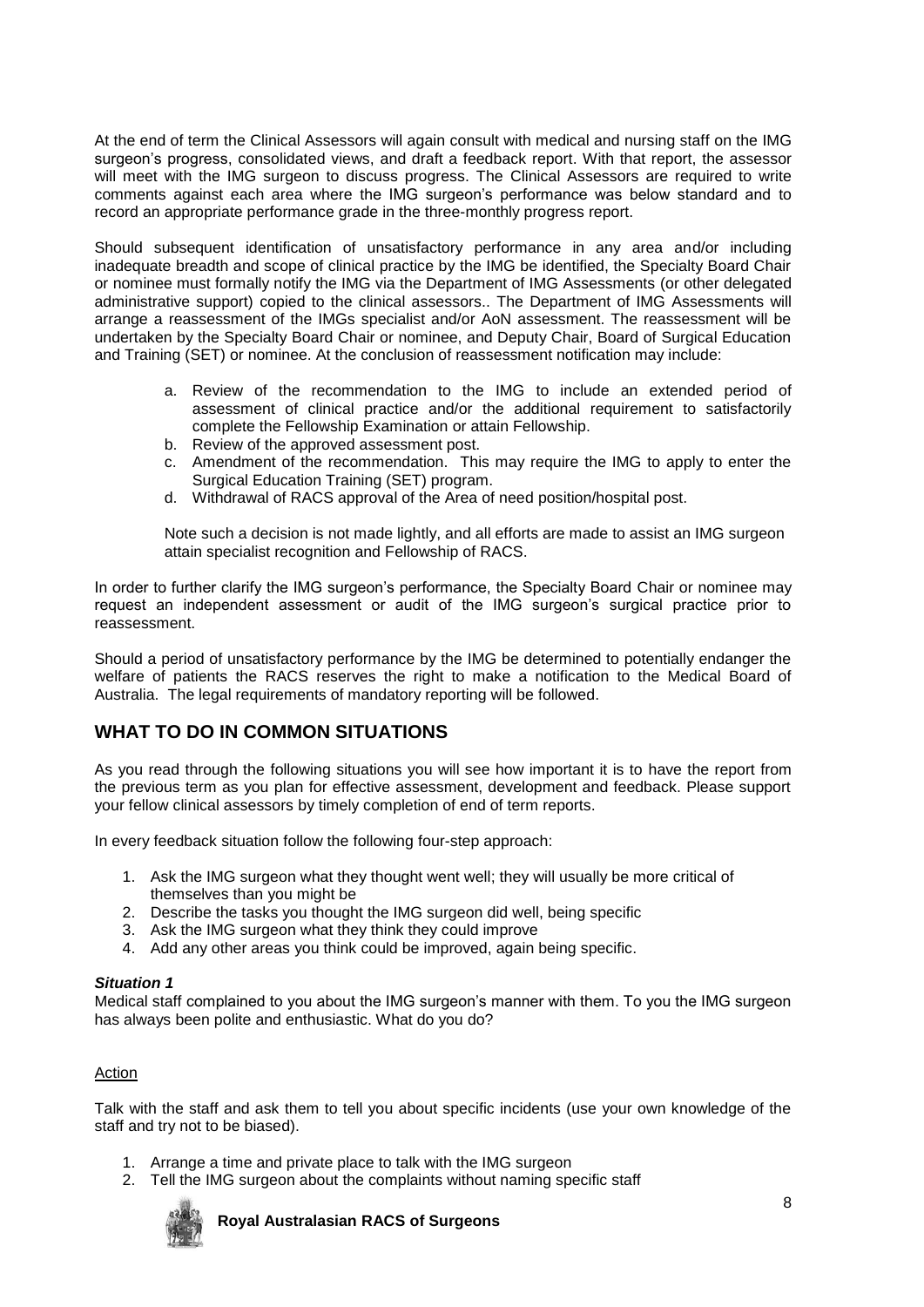At the end of term the Clinical Assessors will again consult with medical and nursing staff on the IMG surgeon's progress, consolidated views, and draft a feedback report. With that report, the assessor will meet with the IMG surgeon to discuss progress. The Clinical Assessors are required to write comments against each area where the IMG surgeon's performance was below standard and to record an appropriate performance grade in the three-monthly progress report.

Should subsequent identification of unsatisfactory performance in any area and/or including inadequate breadth and scope of clinical practice by the IMG be identified, the Specialty Board Chair or nominee must formally notify the IMG via the Department of IMG Assessments (or other delegated administrative support) copied to the clinical assessors.. The Department of IMG Assessments will arrange a reassessment of the IMGs specialist and/or AoN assessment. The reassessment will be undertaken by the Specialty Board Chair or nominee, and Deputy Chair, Board of Surgical Education and Training (SET) or nominee. At the conclusion of reassessment notification may include:

a. Review of the recommendation to the IMG to include an extended period of assessment of clinical practice and/or the additional requirement to satisfactorily complete the Fellowship Examination or attain Fellowship.
b. Review of the approved assessment post.
c. Amendment of the recommendation. This may require the IMG to apply to enter the Surgical Education Training (SET) program.
d. Withdrawal of RACS approval of the Area of need position/hospital post.

Note such a decision is not made lightly, and all efforts are made to assist an IMG surgeon attain specialist recognition and Fellowship of RACS.

In order to further clarify the IMG surgeon's performance, the Specialty Board Chair or nominee may request an independent assessment or audit of the IMG surgeon's surgical practice prior to reassessment.

Should a period of unsatisfactory performance by the IMG be determined to potentially endanger the welfare of patients the RACS reserves the right to make a notification to the Medical Board of Australia. The legal requirements of mandatory reporting will be followed.

## WHAT TO DO IN COMMON SITUATIONS

As you read through the following situations you will see how important it is to have the report from the previous term as you plan for effective assessment, development and feedback. Please support your fellow clinical assessors by timely completion of end of term reports.

In every feedback situation follow the following four-step approach:

1. Ask the IMG surgeon what they thought went well; they will usually be more critical of themselves than you might be
2. Describe the tasks you thought the IMG surgeon did well, being specific
3. Ask the IMG surgeon what they think they could improve
4. Add any other areas you think could be improved, again being specific.

***Situation 1***

Medical staff complained to you about the IMG surgeon's manner with them. To you the IMG surgeon has always been polite and enthusiastic. What do you do?

Action

Talk with the staff and ask them to tell you about specific incidents (use your own knowledge of the staff and try not to be biased).

1. Arrange a time and private place to talk with the IMG surgeon
2. Tell the IMG surgeon about the complaints without naming specific staff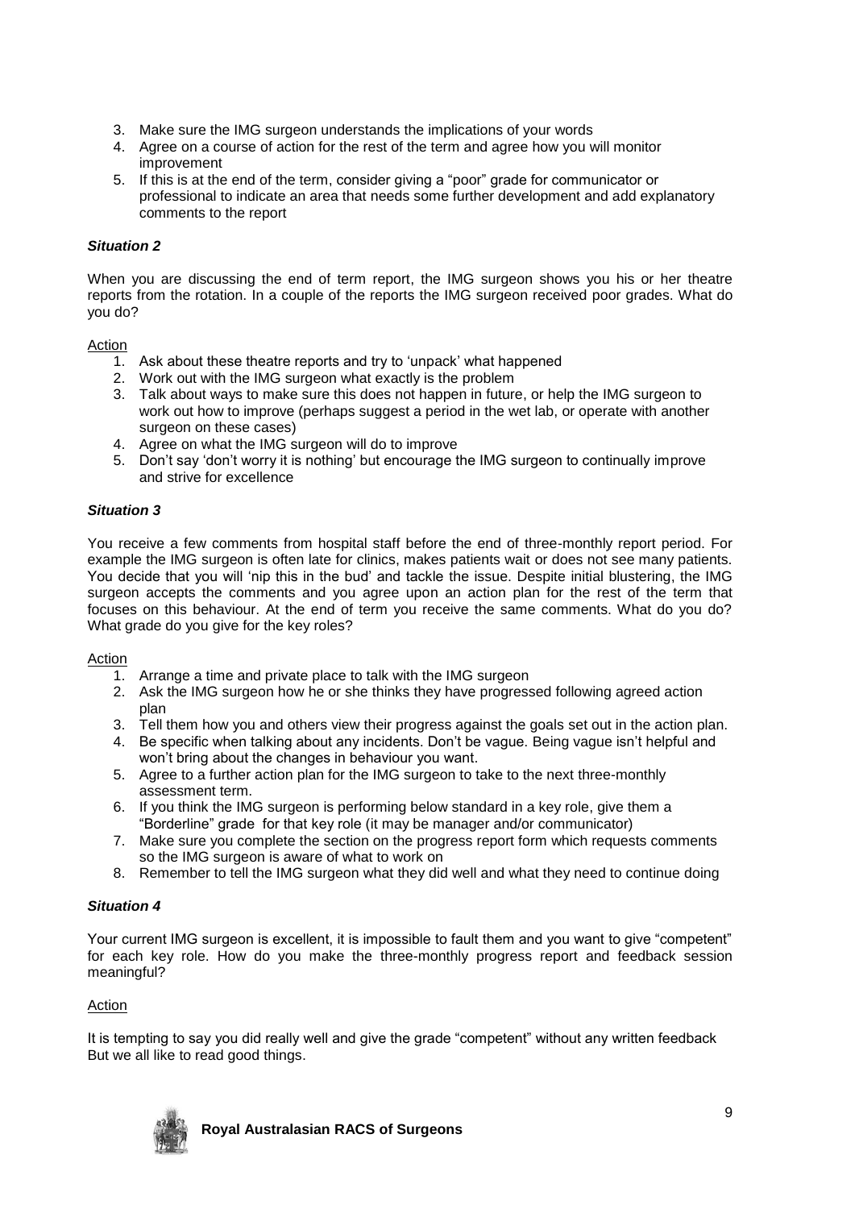3. Make sure the IMG surgeon understands the implications of your words
4. Agree on a course of action for the rest of the term and agree how you will monitor improvement
5. If this is at the end of the term, consider giving a "poor" grade for communicator or professional to indicate an area that needs some further development and add explanatory comments to the report

### *Situation 2*

When you are discussing the end of term report, the IMG surgeon shows you his or her theatre reports from the rotation. In a couple of the reports the IMG surgeon received poor grades. What do you do?

Action

1. Ask about these theatre reports and try to 'unpack' what happened
2. Work out with the IMG surgeon what exactly is the problem
3. Talk about ways to make sure this does not happen in future, or help the IMG surgeon to work out how to improve (perhaps suggest a period in the wet lab, or operate with another surgeon on these cases)
4. Agree on what the IMG surgeon will do to improve
5. Don't say 'don't worry it is nothing' but encourage the IMG surgeon to continually improve and strive for excellence

### *Situation 3*

You receive a few comments from hospital staff before the end of three-monthly report period. For example the IMG surgeon is often late for clinics, makes patients wait or does not see many patients. You decide that you will 'nip this in the bud' and tackle the issue. Despite initial blustering, the IMG surgeon accepts the comments and you agree upon an action plan for the rest of the term that focuses on this behaviour. At the end of term you receive the same comments. What do you do? What grade do you give for the key roles?

Action

1. Arrange a time and private place to talk with the IMG surgeon
2. Ask the IMG surgeon how he or she thinks they have progressed following agreed action plan
3. Tell them how you and others view their progress against the goals set out in the action plan.
4. Be specific when talking about any incidents. Don't be vague. Being vague isn't helpful and won't bring about the changes in behaviour you want.
5. Agree to a further action plan for the IMG surgeon to take to the next three-monthly assessment term.
6. If you think the IMG surgeon is performing below standard in a key role, give them a "Borderline" grade for that key role (it may be manager and/or communicator)
7. Make sure you complete the section on the progress report form which requests comments so the IMG surgeon is aware of what to work on
8. Remember to tell the IMG surgeon what they did well and what they need to continue doing

### *Situation 4*

Your current IMG surgeon is excellent, it is impossible to fault them and you want to give "competent" for each key role. How do you make the three-monthly progress report and feedback session meaningful?

Action

It is tempting to say you did really well and give the grade "competent" without any written feedback But we all like to read good things.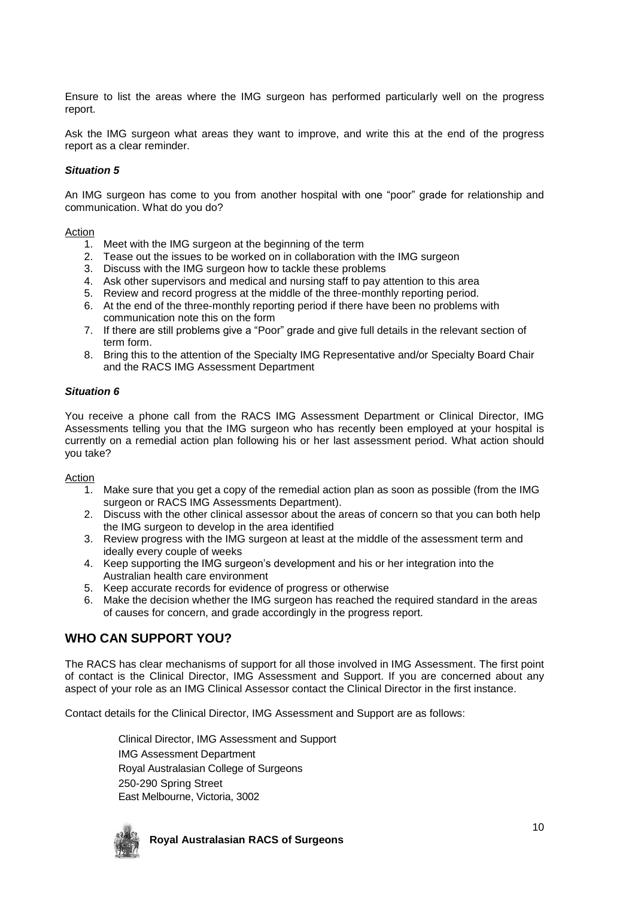Ensure to list the areas where the IMG surgeon has performed particularly well on the progress report.

Ask the IMG surgeon what areas they want to improve, and write this at the end of the progress report as a clear reminder.

***Situation 5***

An IMG surgeon has come to you from another hospital with one "poor" grade for relationship and communication. What do you do?

Action

1. Meet with the IMG surgeon at the beginning of the term
2. Tease out the issues to be worked on in collaboration with the IMG surgeon
3. Discuss with the IMG surgeon how to tackle these problems
4. Ask other supervisors and medical and nursing staff to pay attention to this area
5. Review and record progress at the middle of the three-monthly reporting period.
6. At the end of the three-monthly reporting period if there have been no problems with communication note this on the form
7. If there are still problems give a "Poor" grade and give full details in the relevant section of term form.
8. Bring this to the attention of the Specialty IMG Representative and/or Specialty Board Chair and the RACS IMG Assessment Department

***Situation 6***

You receive a phone call from the RACS IMG Assessment Department or Clinical Director, IMG Assessments telling you that the IMG surgeon who has recently been employed at your hospital is currently on a remedial action plan following his or her last assessment period. What action should you take?

Action

1. Make sure that you get a copy of the remedial action plan as soon as possible (from the IMG surgeon or RACS IMG Assessments Department).
2. Discuss with the other clinical assessor about the areas of concern so that you can both help the IMG surgeon to develop in the area identified
3. Review progress with the IMG surgeon at least at the middle of the assessment term and ideally every couple of weeks
4. Keep supporting the IMG surgeon's development and his or her integration into the Australian health care environment
5. Keep accurate records for evidence of progress or otherwise
6. Make the decision whether the IMG surgeon has reached the required standard in the areas of causes for concern, and grade accordingly in the progress report.

## WHO CAN SUPPORT YOU?

The RACS has clear mechanisms of support for all those involved in IMG Assessment. The first point of contact is the Clinical Director, IMG Assessment and Support. If you are concerned about any aspect of your role as an IMG Clinical Assessor contact the Clinical Director in the first instance.

Contact details for the Clinical Director, IMG Assessment and Support are as follows:

Clinical Director, IMG Assessment and Support
IMG Assessment Department
Royal Australasian College of Surgeons
250-290 Spring Street
East Melbourne, Victoria, 3002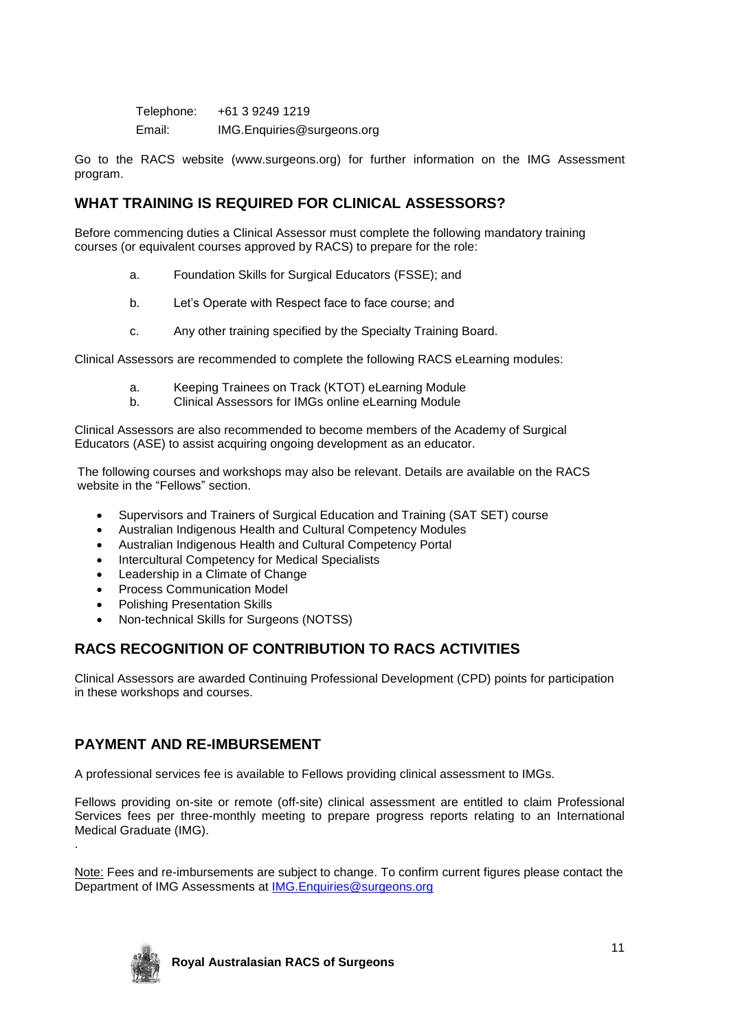Telephone: +61 3 9249 1219

Email: IMG.Enquiries@surgeons.org

Go to the RACS website (www.surgeons.org) for further information on the IMG Assessment program.

## WHAT TRAINING IS REQUIRED FOR CLINICAL ASSESSORS?

Before commencing duties a Clinical Assessor must complete the following mandatory training courses (or equivalent courses approved by RACS) to prepare for the role:

a. Foundation Skills for Surgical Educators (FSSE); and

b. Let's Operate with Respect face to face course; and

c. Any other training specified by the Specialty Training Board.

Clinical Assessors are recommended to complete the following RACS eLearning modules:

a. Keeping Trainees on Track (KTOT) eLearning Module

b. Clinical Assessors for IMGs online eLearning Module

Clinical Assessors are also recommended to become members of the Academy of Surgical Educators (ASE) to assist acquiring ongoing development as an educator.

The following courses and workshops may also be relevant. Details are available on the RACS website in the "Fellows" section.

- Supervisors and Trainers of Surgical Education and Training (SAT SET) course
- Australian Indigenous Health and Cultural Competency Modules
- Australian Indigenous Health and Cultural Competency Portal
- Intercultural Competency for Medical Specialists
- Leadership in a Climate of Change
- Process Communication Model
- Polishing Presentation Skills
- Non-technical Skills for Surgeons (NOTSS)

## RACS RECOGNITION OF CONTRIBUTION TO RACS ACTIVITIES

Clinical Assessors are awarded Continuing Professional Development (CPD) points for participation in these workshops and courses.

## PAYMENT AND RE-IMBURSEMENT

A professional services fee is available to Fellows providing clinical assessment to IMGs.

Fellows providing on-site or remote (off-site) clinical assessment are entitled to claim Professional Services fees per three-monthly meeting to prepare progress reports relating to an International Medical Graduate (IMG).

.

Note: Fees and re-imbursements are subject to change. To confirm current figures please contact the Department of IMG Assessments at IMG.Enquiries@surgeons.org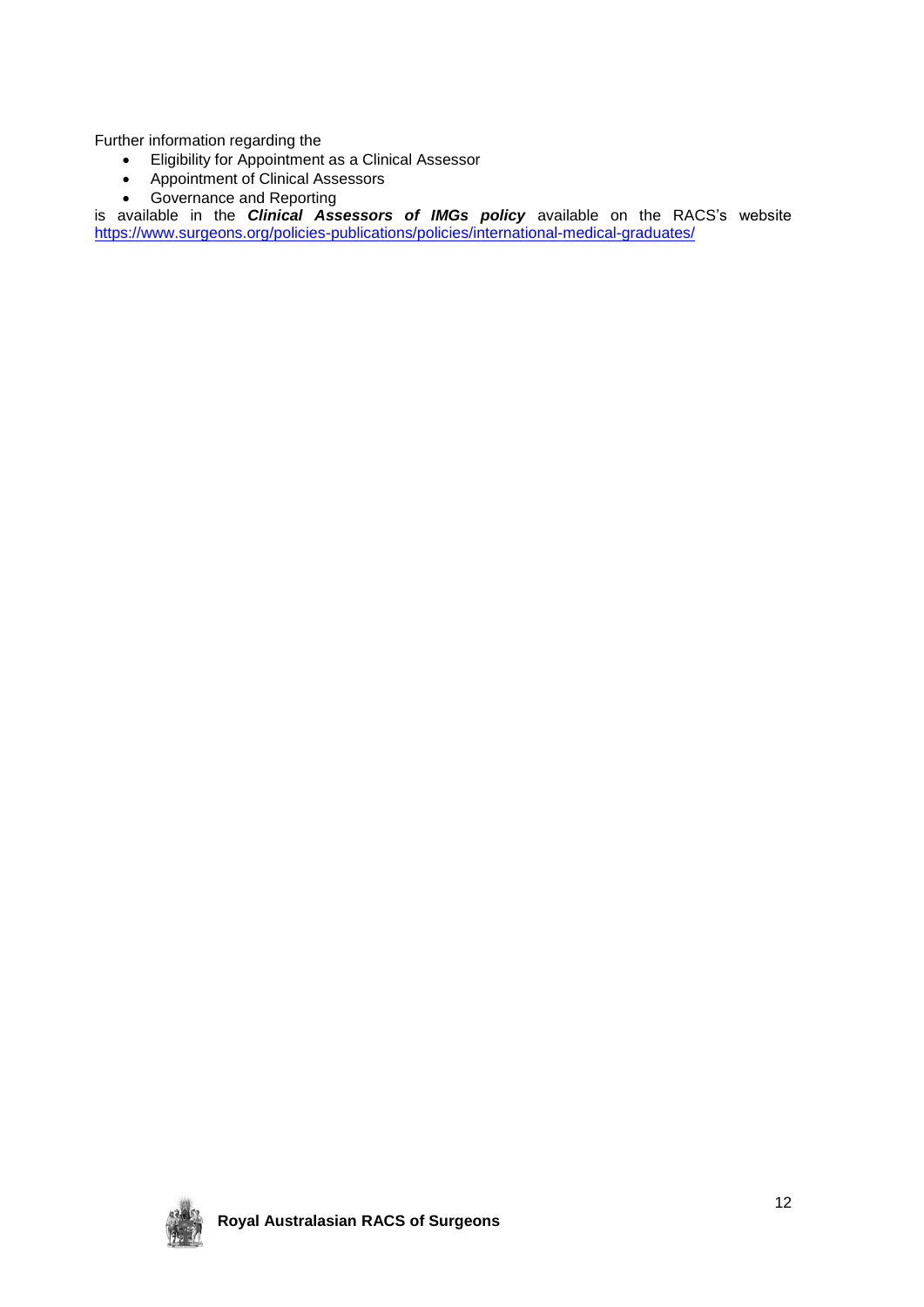Further information regarding the

- Eligibility for Appointment as a Clinical Assessor
- Appointment of Clinical Assessors
- Governance and Reporting

is available in the ***Clinical Assessors of IMGs policy*** available on the RACS's website https://www.surgeons.org/policies-publications/policies/international-medical-graduates/